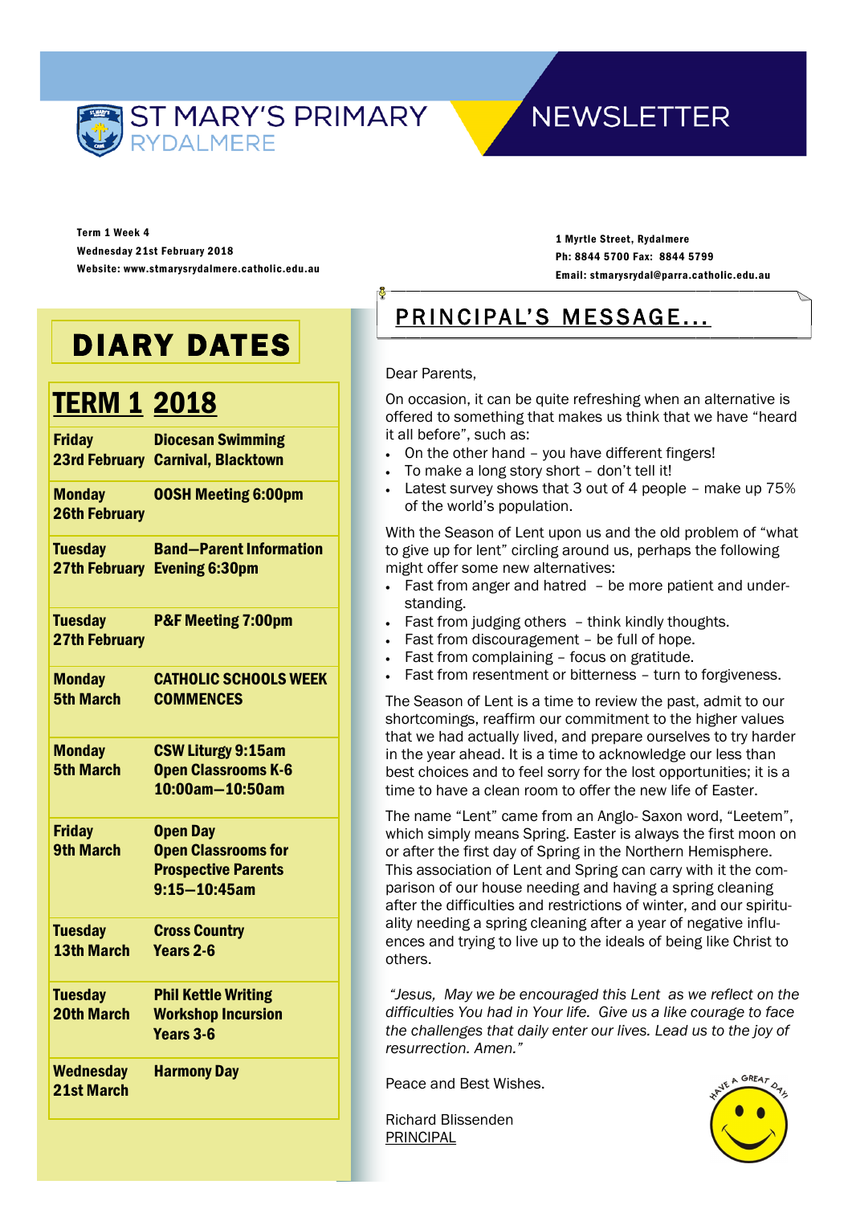# ST MARY'S PRIMARY RYDALMERE NEWSLETTER

**Term 1 Week 4**
**Wednesday 21st February 2018**
**Website: www.stmarysrydalmere.catholic.edu.au**

**1 Myrtle Street, Rydalmere**
**Ph: 8844 5700 Fax: 8844 5799**
**Email: stmarysrydal@parra.catholic.edu.au**

## DIARY DATES

### TERM 1 2018

| | |
|---|---|
| **Friday 23rd February** | **Diocesan Swimming Carnival, Blacktown** |
| **Monday 26th February** | **OOSH Meeting 6:00pm** |
| **Tuesday 27th February** | **Band—Parent Information Evening 6:30pm** |
| **Tuesday 27th February** | **P&F Meeting 7:00pm** |
| **Monday 5th March** | **CATHOLIC SCHOOLS WEEK COMMENCES** |
| **Monday 5th March** | **CSW Liturgy 9:15am Open Classrooms K-6 10:00am—10:50am** |
| **Friday 9th March** | **Open Day Open Classrooms for Prospective Parents 9:15—10:45am** |
| **Tuesday 13th March** | **Cross Country Years 2-6** |
| **Tuesday 20th March** | **Phil Kettle Writing Workshop Incursion Years 3-6** |
| **Wednesday 21st March** | **Harmony Day** |

## PRINCIPAL'S MESSAGE...

Dear Parents,

On occasion, it can be quite refreshing when an alternative is offered to something that makes us think that we have "heard it all before", such as:

- On the other hand – you have different fingers!
- To make a long story short – don't tell it!
- Latest survey shows that 3 out of 4 people – make up 75% of the world's population.

With the Season of Lent upon us and the old problem of "what to give up for lent" circling around us, perhaps the following might offer some new alternatives:

- Fast from anger and hatred – be more patient and understanding.
- Fast from judging others – think kindly thoughts.
- Fast from discouragement – be full of hope.
- Fast from complaining – focus on gratitude.
- Fast from resentment or bitterness – turn to forgiveness.

The Season of Lent is a time to review the past, admit to our shortcomings, reaffirm our commitment to the higher values that we had actually lived, and prepare ourselves to try harder in the year ahead. It is a time to acknowledge our less than best choices and to feel sorry for the lost opportunities; it is a time to have a clean room to offer the new life of Easter.

The name "Lent" came from an Anglo- Saxon word, "Leetem", which simply means Spring. Easter is always the first moon on or after the first day of Spring in the Northern Hemisphere. This association of Lent and Spring can carry with it the comparison of our house needing and having a spring cleaning after the difficulties and restrictions of winter, and our spirituality needing a spring cleaning after a year of negative influences and trying to live up to the ideals of being like Christ to others.

*"Jesus, May we be encouraged this Lent as we reflect on the difficulties You had in Your life. Give us a like courage to face the challenges that daily enter our lives. Lead us to the joy of resurrection. Amen."*

Peace and Best Wishes.

Richard Blissenden
PRINCIPAL

HAVE A GREAT DAY!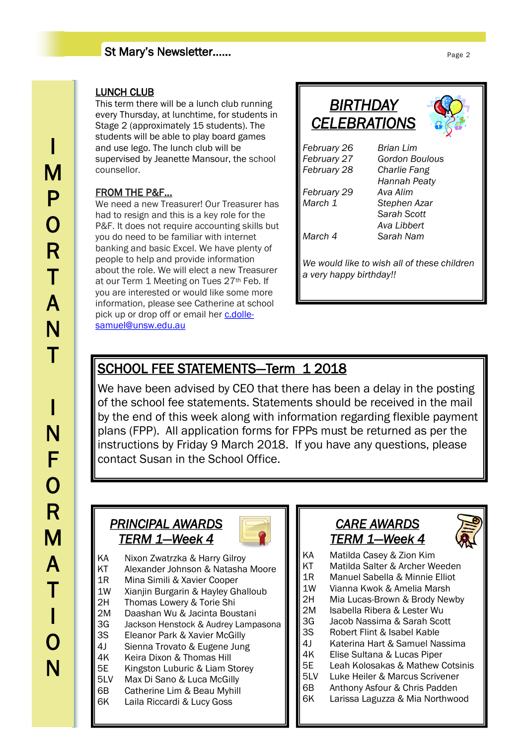IMPORTANT INFORMATION

## LUNCH CLUB

This term there will be a lunch club running every Thursday, at lunchtime, for students in Stage 2 (approximately 15 students). The students will be able to play board games and use lego. The lunch club will be supervised by Jeanette Mansour, the school counsellor.

## FROM THE P&F...

We need a new Treasurer! Our Treasurer has had to resign and this is a key role for the P&F. It does not require accounting skills but you do need to be familiar with internet banking and basic Excel. We have plenty of people to help and provide information about the role. We will elect a new Treasurer at our Term 1 Meeting on Tues 27th Feb. If you are interested or would like some more information, please see Catherine at school pick up or drop off or email her c.dolle-samuel@unsw.edu.au

## BIRTHDAY CELEBRATIONS

| Date | Name |
|---|---|
| *February 26* | *Brian Lim* |
| *February 27* | *Gordon Boulous* |
| *February 28* | *Charlie Fang* |
| | *Hannah Peaty* |
| *February 29* | *Ava Alim* |
| *March 1* | *Stephen Azar* |
| | *Sarah Scott* |
| | *Ava Libbert* |
| *March 4* | *Sarah Nam* |

*We would like to wish all of these children a very happy birthday!!*

## SCHOOL FEE STATEMENTS—Term 1 2018

We have been advised by CEO that there has been a delay in the posting of the school fee statements. Statements should be received in the mail by the end of this week along with information regarding flexible payment plans (FPP). All application forms for FPPs must be returned as per the instructions by Friday 9 March 2018. If you have any questions, please contact Susan in the School Office.

## PRINCIPAL AWARDS TERM 1—Week 4

| Class | Names |
|---|---|
| KA | Nixon Zwatrzka & Harry Gilroy |
| KT | Alexander Johnson & Natasha Moore |
| 1R | Mina Simili & Xavier Cooper |
| 1W | Xianjin Burgarin & Hayley Ghalloub |
| 2H | Thomas Lowery & Torie Shi |
| 2M | Daashan Wu & Jacinta Boustani |
| 3G | Jackson Henstock & Audrey Lampasona |
| 3S | Eleanor Park & Xavier McGilly |
| 4J | Sienna Trovato & Eugene Jung |
| 4K | Keira Dixon & Thomas Hill |
| 5E | Kingston Luburic & Liam Storey |
| 5LV | Max Di Sano & Luca McGilly |
| 6B | Catherine Lim & Beau Myhill |
| 6K | Laila Riccardi & Lucy Goss |

## CARE AWARDS TERM 1—Week 4

| Class | Names |
|---|---|
| KA | Matilda Casey & Zion Kim |
| KT | Matilda Salter & Archer Weeden |
| 1R | Manuel Sabella & Minnie Elliot |
| 1W | Vianna Kwok & Amelia Marsh |
| 2H | Mia Lucas-Brown & Brody Newby |
| 2M | Isabella Ribera & Lester Wu |
| 3G | Jacob Nassima & Sarah Scott |
| 3S | Robert Flint & Isabel Kable |
| 4J | Katerina Hart & Samuel Nassima |
| 4K | Elise Sultana & Lucas Piper |
| 5E | Leah Kolosakas & Mathew Cotsinis |
| 5LV | Luke Heiler & Marcus Scrivener |
| 6B | Anthony Asfour & Chris Padden |
| 6K | Larissa Laguzza & Mia Northwood |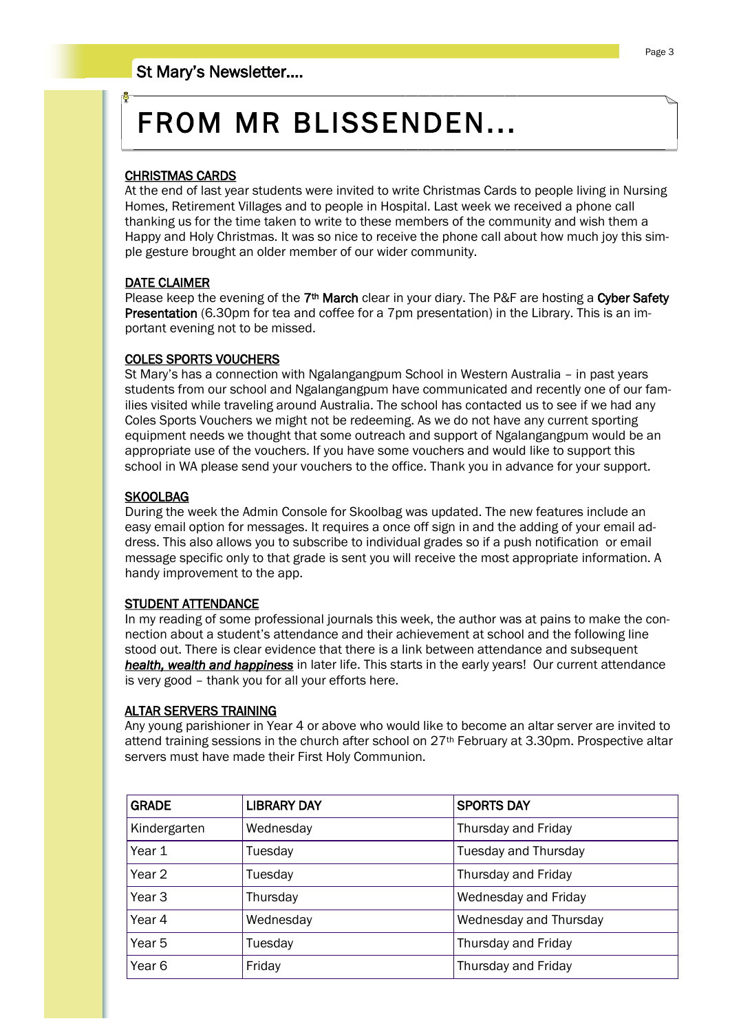# FROM MR BLISSENDEN...

**CHRISTMAS CARDS**

At the end of last year students were invited to write Christmas Cards to people living in Nursing Homes, Retirement Villages and to people in Hospital. Last week we received a phone call thanking us for the time taken to write to these members of the community and wish them a Happy and Holy Christmas. It was so nice to receive the phone call about how much joy this simple gesture brought an older member of our wider community.

**DATE CLAIMER**

Please keep the evening of the **7th March** clear in your diary. The P&F are hosting a **Cyber Safety Presentation** (6.30pm for tea and coffee for a 7pm presentation) in the Library. This is an important evening not to be missed.

**COLES SPORTS VOUCHERS**

St Mary's has a connection with Ngalangangpum School in Western Australia – in past years students from our school and Ngalangangpum have communicated and recently one of our families visited while traveling around Australia. The school has contacted us to see if we had any Coles Sports Vouchers we might not be redeeming. As we do not have any current sporting equipment needs we thought that some outreach and support of Ngalangangpum would be an appropriate use of the vouchers. If you have some vouchers and would like to support this school in WA please send your vouchers to the office. Thank you in advance for your support.

**SKOOLBAG**

During the week the Admin Console for Skoolbag was updated. The new features include an easy email option for messages. It requires a once off sign in and the adding of your email address. This also allows you to subscribe to individual grades so if a push notification or email message specific only to that grade is sent you will receive the most appropriate information. A handy improvement to the app.

**STUDENT ATTENDANCE**

In my reading of some professional journals this week, the author was at pains to make the connection about a student's attendance and their achievement at school and the following line stood out. There is clear evidence that there is a link between attendance and subsequent ***health, wealth and happiness*** in later life. This starts in the early years! Our current attendance is very good – thank you for all your efforts here.

**ALTAR SERVERS TRAINING**

Any young parishioner in Year 4 or above who would like to become an altar server are invited to attend training sessions in the church after school on 27th February at 3.30pm. Prospective altar servers must have made their First Holy Communion.

| GRADE | LIBRARY DAY | SPORTS DAY |
|---|---|---|
| Kindergarten | Wednesday | Thursday and Friday |
| Year 1 | Tuesday | Tuesday and Thursday |
| Year 2 | Tuesday | Thursday and Friday |
| Year 3 | Thursday | Wednesday and Friday |
| Year 4 | Wednesday | Wednesday and Thursday |
| Year 5 | Tuesday | Thursday and Friday |
| Year 6 | Friday | Thursday and Friday |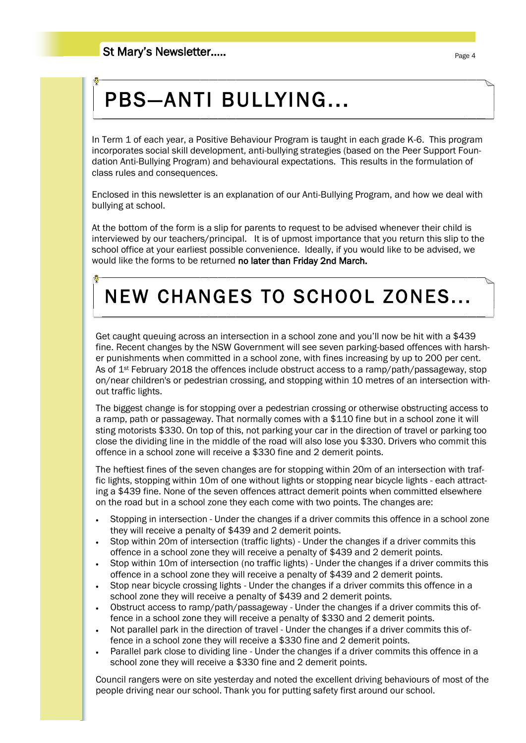# PBS—ANTI BULLYING...

In Term 1 of each year, a Positive Behaviour Program is taught in each grade K-6. This program incorporates social skill development, anti-bullying strategies (based on the Peer Support Foundation Anti-Bullying Program) and behavioural expectations. This results in the formulation of class rules and consequences.

Enclosed in this newsletter is an explanation of our Anti-Bullying Program, and how we deal with bullying at school.

At the bottom of the form is a slip for parents to request to be advised whenever their child is interviewed by our teachers/principal. It is of upmost importance that you return this slip to the school office at your earliest possible convenience. Ideally, if you would like to be advised, we would like the forms to be returned **no later than Friday 2nd March.**

# NEW CHANGES TO SCHOOL ZONES...

Get caught queuing across an intersection in a school zone and you'll now be hit with a $439 fine. Recent changes by the NSW Government will see seven parking-based offences with harsher punishments when committed in a school zone, with fines increasing by up to 200 per cent. As of 1st February 2018 the offences include obstruct access to a ramp/path/passageway, stop on/near children's or pedestrian crossing, and stopping within 10 metres of an intersection without traffic lights.

The biggest change is for stopping over a pedestrian crossing or otherwise obstructing access to a ramp, path or passageway. That normally comes with a $110 fine but in a school zone it will sting motorists $330. On top of this, not parking your car in the direction of travel or parking too close the dividing line in the middle of the road will also lose you $330. Drivers who commit this offence in a school zone will receive a $330 fine and 2 demerit points.

The heftiest fines of the seven changes are for stopping within 20m of an intersection with traffic lights, stopping within 10m of one without lights or stopping near bicycle lights - each attracting a $439 fine. None of the seven offences attract demerit points when committed elsewhere on the road but in a school zone they each come with two points. The changes are:

- Stopping in intersection - Under the changes if a driver commits this offence in a school zone they will receive a penalty of $439 and 2 demerit points.
- Stop within 20m of intersection (traffic lights) - Under the changes if a driver commits this offence in a school zone they will receive a penalty of $439 and 2 demerit points.
- Stop within 10m of intersection (no traffic lights) - Under the changes if a driver commits this offence in a school zone they will receive a penalty of $439 and 2 demerit points.
- Stop near bicycle crossing lights - Under the changes if a driver commits this offence in a school zone they will receive a penalty of $439 and 2 demerit points.
- Obstruct access to ramp/path/passageway - Under the changes if a driver commits this offence in a school zone they will receive a penalty of $330 and 2 demerit points.
- Not parallel park in the direction of travel - Under the changes if a driver commits this offence in a school zone they will receive a $330 fine and 2 demerit points.
- Parallel park close to dividing line - Under the changes if a driver commits this offence in a school zone they will receive a $330 fine and 2 demerit points.

Council rangers were on site yesterday and noted the excellent driving behaviours of most of the people driving near our school. Thank you for putting safety first around our school.